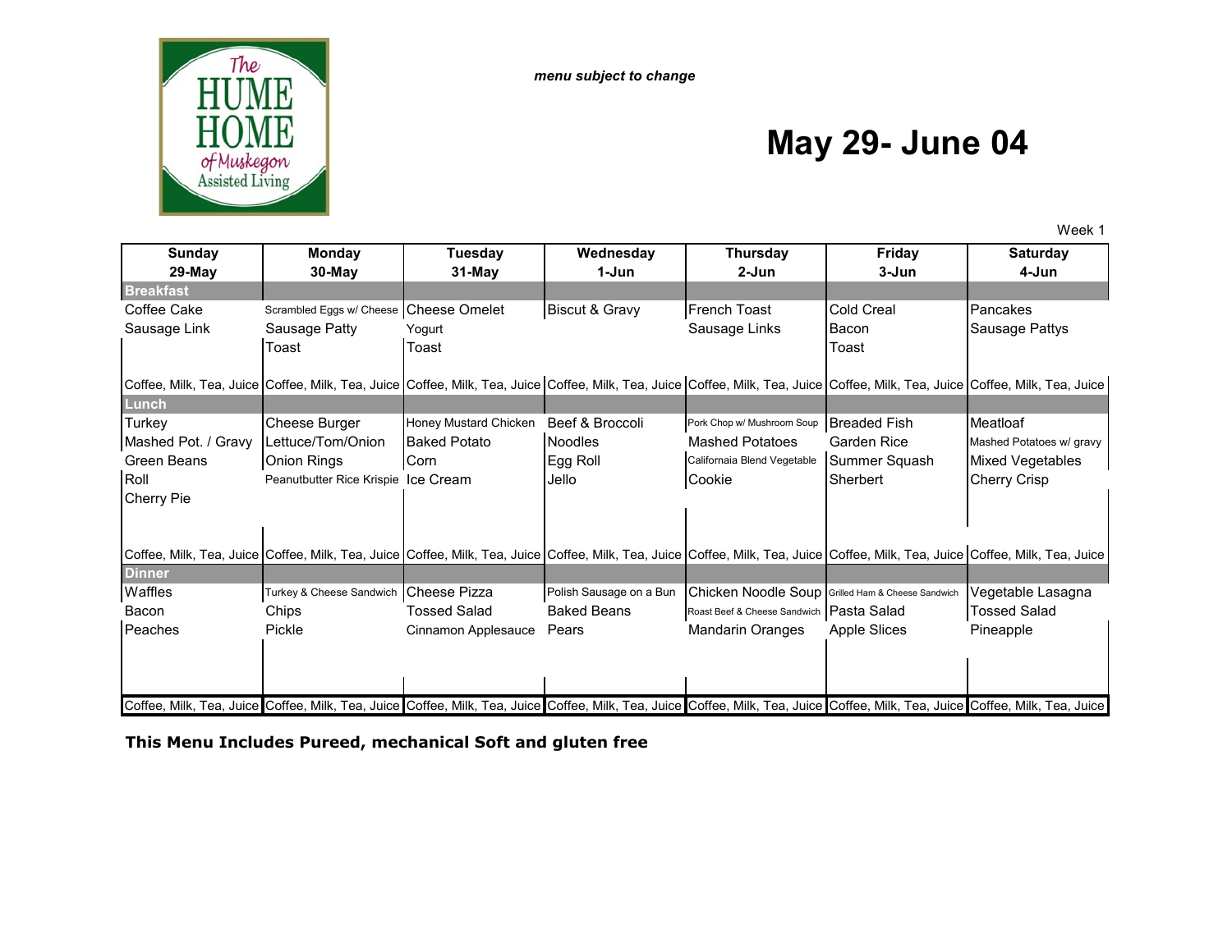*menu subject to change*

# May 29- June 04

Week 1

| Sunday 29-May | Monday 30-May | Tuesday 31-May | Wednesday 1-Jun | Thursday 2-Jun | Friday 3-Jun | Saturday 4-Jun |
|---|---|---|---|---|---|---|
| **Breakfast** | | | | | | |
| Coffee Cake | Scrambled Eggs w/ Cheese | Cheese Omelet | Biscut & Gravy | French Toast | Cold Creal | Pancakes |
| Sausage Link | Sausage Patty | Yogurt | | Sausage Links | Bacon | Sausage Pattys |
| | Toast | Toast | | | Toast | |
| Coffee, Milk, Tea, Juice | Coffee, Milk, Tea, Juice | Coffee, Milk, Tea, Juice | Coffee, Milk, Tea, Juice | Coffee, Milk, Tea, Juice | Coffee, Milk, Tea, Juice | Coffee, Milk, Tea, Juice |
| **Lunch** | | | | | | |
| Turkey | Cheese Burger | Honey Mustard Chicken | Beef & Broccoli | Pork Chop w/ Mushroom Soup | Breaded Fish | Meatloaf |
| Mashed Pot. / Gravy | Lettuce/Tom/Onion | Baked Potato | Noodles | Mashed Potatoes | Garden Rice | Mashed Potatoes w/ gravy |
| Green Beans | Onion Rings | Corn | Egg Roll | Califomaia Blend Vegetable | Summer Squash | Mixed Vegetables |
| Roll | Peanutbutter Rice Krispie | Ice Cream | Jello | Cookie | Sherbert | Cherry Crisp |
| Cherry Pie | | | | | | |
| Coffee, Milk, Tea, Juice | Coffee, Milk, Tea, Juice | Coffee, Milk, Tea, Juice | Coffee, Milk, Tea, Juice | Coffee, Milk, Tea, Juice | Coffee, Milk, Tea, Juice | Coffee, Milk, Tea, Juice |
| **Dinner** | | | | | | |
| Waffles | Turkey & Cheese Sandwich | Cheese Pizza | Polish Sausage on a Bun | Chicken Noodle Soup | Grilled Ham & Cheese Sandwich | Vegetable Lasagna |
| Bacon | Chips | Tossed Salad | Baked Beans | Roast Beef & Cheese Sandwich | Pasta Salad | Tossed Salad |
| Peaches | Pickle | Cinnamon Applesauce | Pears | Mandarin Oranges | Apple Slices | Pineapple |
| Coffee, Milk, Tea, Juice | Coffee, Milk, Tea, Juice | Coffee, Milk, Tea, Juice | Coffee, Milk, Tea, Juice | Coffee, Milk, Tea, Juice | Coffee, Milk, Tea, Juice | Coffee, Milk, Tea, Juice |

**This Menu Includes Pureed, mechanical Soft and gluten free**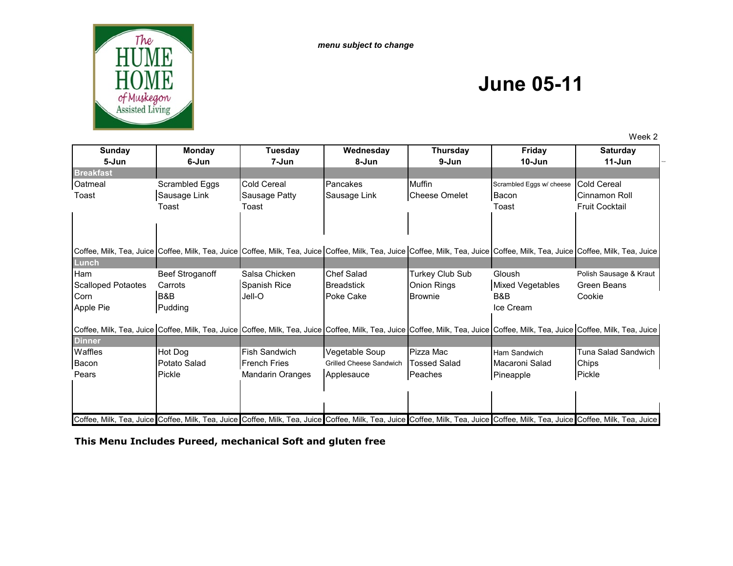The HUME HOME of Muskegon Assisted Living

*menu subject to change*

# June 05-11

Week 2

| Sunday 5-Jun | Monday 6-Jun | Tuesday 7-Jun | Wednesday 8-Jun | Thursday 9-Jun | Friday 10-Jun | Saturday 11-Jun |
|---|---|---|---|---|---|---|
| **Breakfast** | | | | | | |
| Oatmeal | Scrambled Eggs | Cold Cereal | Pancakes | Muffin | Scrambled Eggs w/ cheese | Cold Cereal |
| Toast | Sausage Link | Sausage Patty | Sausage Link | Cheese Omelet | Bacon | Cinnamon Roll |
| | Toast | Toast | | | Toast | Fruit Cocktail |
| Coffee, Milk, Tea, Juice | Coffee, Milk, Tea, Juice | Coffee, Milk, Tea, Juice | Coffee, Milk, Tea, Juice | Coffee, Milk, Tea, Juice | Coffee, Milk, Tea, Juice | Coffee, Milk, Tea, Juice |
| **Lunch** | | | | | | |
| Ham | Beef Stroganoff | Salsa Chicken | Chef Salad | Turkey Club Sub | Gloush | Polish Sausage & Kraut |
| Scalloped Potaotes | Carrots | Spanish Rice | Breadstick | Onion Rings | Mixed Vegetables | Green Beans |
| Corn | B&B | Jell-O | Poke Cake | Brownie | B&B | Cookie |
| Apple Pie | Pudding | | | | Ice Cream | |
| Coffee, Milk, Tea, Juice | Coffee, Milk, Tea, Juice | Coffee, Milk, Tea, Juice | Coffee, Milk, Tea, Juice | Coffee, Milk, Tea, Juice | Coffee, Milk, Tea, Juice | Coffee, Milk, Tea, Juice |
| **Dinner** | | | | | | |
| Waffles | Hot Dog | Fish Sandwich | Vegetable Soup | Pizza Mac | Ham Sandwich | Tuna Salad Sandwich |
| Bacon | Potato Salad | French Fries | Grilled Cheese Sandwich | Tossed Salad | Macaroni Salad | Chips |
| Pears | Pickle | Mandarin Oranges | Applesauce | Peaches | Pineapple | Pickle |
| Coffee, Milk, Tea, Juice | Coffee, Milk, Tea, Juice | Coffee, Milk, Tea, Juice | Coffee, Milk, Tea, Juice | Coffee, Milk, Tea, Juice | Coffee, Milk, Tea, Juice | Coffee, Milk, Tea, Juice |

**This Menu Includes Pureed, mechanical Soft and gluten free**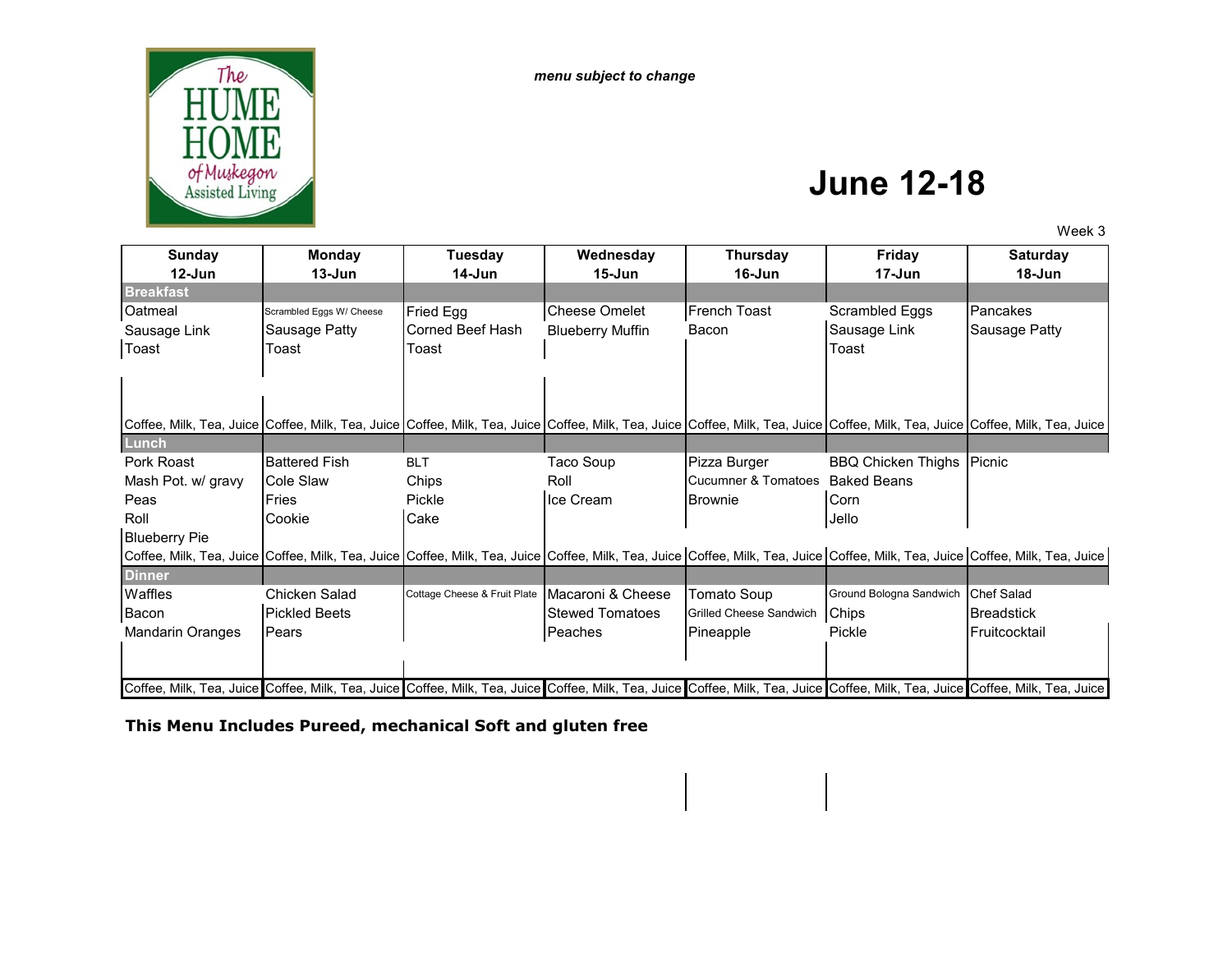The HUME HOME of Muskegon Assisted Living

*menu subject to change*

# June 12-18

Week 3

| Sunday 12-Jun | Monday 13-Jun | Tuesday 14-Jun | Wednesday 15-Jun | Thursday 16-Jun | Friday 17-Jun | Saturday 18-Jun |
|---|---|---|---|---|---|---|
| **Breakfast** | | | | | | |
| Oatmeal | Scrambled Eggs W/ Cheese | Fried Egg | Cheese Omelet | French Toast | Scrambled Eggs | Pancakes |
| Sausage Link | Sausage Patty | Corned Beef Hash | Blueberry Muffin | Bacon | Sausage Link | Sausage Patty |
| Toast | Toast | Toast | | | Toast | |
| Coffee, Milk, Tea, Juice | Coffee, Milk, Tea, Juice | Coffee, Milk, Tea, Juice | Coffee, Milk, Tea, Juice | Coffee, Milk, Tea, Juice | Coffee, Milk, Tea, Juice | Coffee, Milk, Tea, Juice |
| **Lunch** | | | | | | |
| Pork Roast | Battered Fish | BLT | Taco Soup | Pizza Burger | BBQ Chicken Thighs | Picnic |
| Mash Pot. w/ gravy | Cole Slaw | Chips | Roll | Cucumner & Tomatoes | Baked Beans | |
| Peas | Fries | Pickle | Ice Cream | Brownie | Corn | |
| Roll | Cookie | Cake | | | Jello | |
| Blueberry Pie | | | | | | |
| Coffee, Milk, Tea, Juice | Coffee, Milk, Tea, Juice | Coffee, Milk, Tea, Juice | Coffee, Milk, Tea, Juice | Coffee, Milk, Tea, Juice | Coffee, Milk, Tea, Juice | Coffee, Milk, Tea, Juice |
| **Dinner** | | | | | | |
| Waffles | Chicken Salad | Cottage Cheese & Fruit Plate | Macaroni & Cheese | Tomato Soup | Ground Bologna Sandwich | Chef Salad |
| Bacon | Pickled Beets | | Stewed Tomatoes | Grilled Cheese Sandwich | Chips | Breadstick |
| Mandarin Oranges | Pears | | Peaches | Pineapple | Pickle | Fruitcocktail |
| Coffee, Milk, Tea, Juice | Coffee, Milk, Tea, Juice | Coffee, Milk, Tea, Juice | Coffee, Milk, Tea, Juice | Coffee, Milk, Tea, Juice | Coffee, Milk, Tea, Juice | Coffee, Milk, Tea, Juice |

**This Menu Includes Pureed, mechanical Soft and gluten free**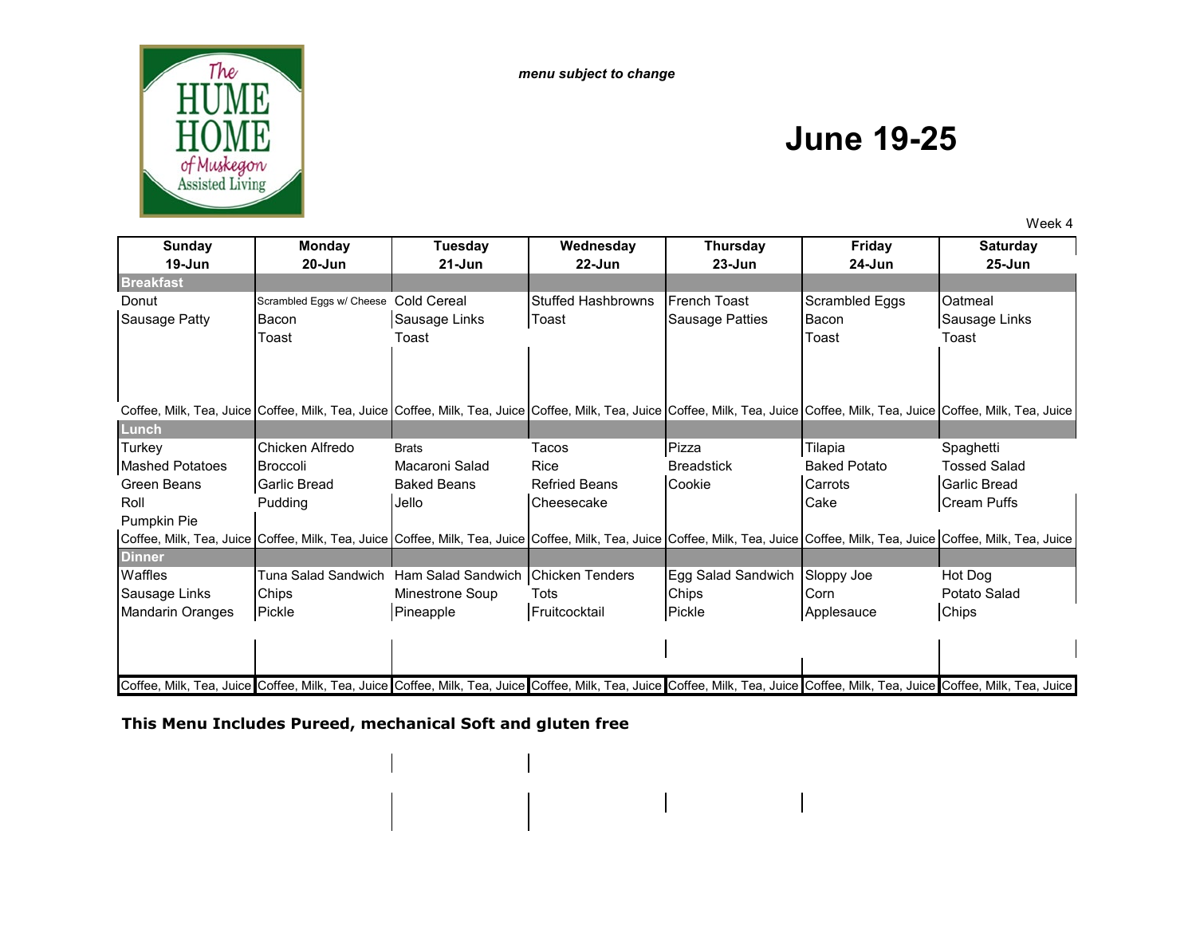The HUME HOME of Muskegon Assisted Living

*menu subject to change*

# June 19-25

Week 4

| Sunday 19-Jun | Monday 20-Jun | Tuesday 21-Jun | Wednesday 22-Jun | Thursday 23-Jun | Friday 24-Jun | Saturday 25-Jun |
|---|---|---|---|---|---|---|
| **Breakfast** | | | | | | |
| Donut | Scrambled Eggs w/ Cheese | Cold Cereal | Stuffed Hashbrowns | French Toast | Scrambled Eggs | Oatmeal |
| Sausage Patty | Bacon | Sausage Links | Toast | Sausage Patties | Bacon | Sausage Links |
| | Toast | Toast | | | Toast | Toast |
| Coffee, Milk, Tea, Juice | Coffee, Milk, Tea, Juice | Coffee, Milk, Tea, Juice | Coffee, Milk, Tea, Juice | Coffee, Milk, Tea, Juice | Coffee, Milk, Tea, Juice | Coffee, Milk, Tea, Juice |
| **Lunch** | | | | | | |
| Turkey | Chicken Alfredo | Brats | Tacos | Pizza | Tilapia | Spaghetti |
| Mashed Potatoes | Broccoli | Macaroni Salad | Rice | Breadstick | Baked Potato | Tossed Salad |
| Green Beans | Garlic Bread | Baked Beans | Refried Beans | Cookie | Carrots | Garlic Bread |
| Roll | Pudding | Jello | Cheesecake | | Cake | Cream Puffs |
| Pumpkin Pie | | | | | | |
| Coffee, Milk, Tea, Juice | Coffee, Milk, Tea, Juice | Coffee, Milk, Tea, Juice | Coffee, Milk, Tea, Juice | Coffee, Milk, Tea, Juice | Coffee, Milk, Tea, Juice | Coffee, Milk, Tea, Juice |
| **Dinner** | | | | | | |
| Waffles | Tuna Salad Sandwich | Ham Salad Sandwich | Chicken Tenders | Egg Salad Sandwich | Sloppy Joe | Hot Dog |
| Sausage Links | Chips | Minestrone Soup | Tots | Chips | Corn | Potato Salad |
| Mandarin Oranges | Pickle | Pineapple | Fruitcocktail | Pickle | Applesauce | Chips |
| Coffee, Milk, Tea, Juice | Coffee, Milk, Tea, Juice | Coffee, Milk, Tea, Juice | Coffee, Milk, Tea, Juice | Coffee, Milk, Tea, Juice | Coffee, Milk, Tea, Juice | Coffee, Milk, Tea, Juice |

**This Menu Includes Pureed, mechanical Soft and gluten free**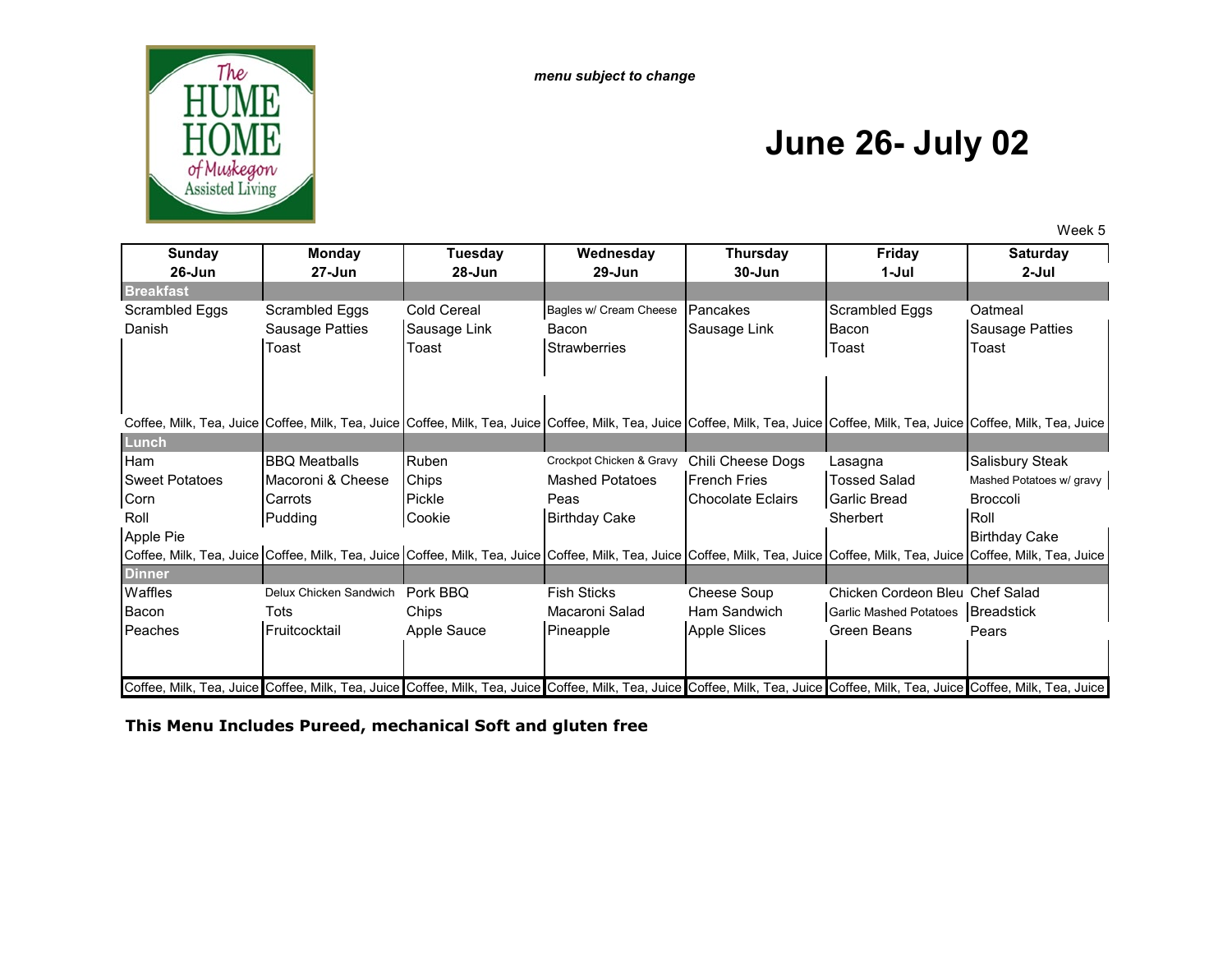The HUME HOME of Muskegon Assisted Living

*menu subject to change*

# June 26- July 02

Week 5

| Sunday 26-Jun | Monday 27-Jun | Tuesday 28-Jun | Wednesday 29-Jun | Thursday 30-Jun | Friday 1-Jul | Saturday 2-Jul |
|---|---|---|---|---|---|---|
| **Breakfast** | | | | | | |
| Scrambled Eggs | Scrambled Eggs | Cold Cereal | Bagles w/ Cream Cheese | Pancakes | Scrambled Eggs | Oatmeal |
| Danish | Sausage Patties | Sausage Link | Bacon | Sausage Link | Bacon | Sausage Patties |
| | Toast | Toast | Strawberries | | Toast | Toast |
| Coffee, Milk, Tea, Juice | Coffee, Milk, Tea, Juice | Coffee, Milk, Tea, Juice | Coffee, Milk, Tea, Juice | Coffee, Milk, Tea, Juice | Coffee, Milk, Tea, Juice | Coffee, Milk, Tea, Juice |
| **Lunch** | | | | | | |
| Ham | BBQ Meatballs | Ruben | Crockpot Chicken & Gravy | Chili Cheese Dogs | Lasagna | Salisbury Steak |
| Sweet Potatoes | Macoroni & Cheese | Chips | Mashed Potatoes | French Fries | Tossed Salad | Mashed Potatoes w/ gravy |
| Corn | Carrots | Pickle | Peas | Chocolate Eclairs | Garlic Bread | Broccoli |
| Roll | Pudding | Cookie | Birthday Cake | | Sherbert | Roll |
| Apple Pie | | | | | | Birthday Cake |
| Coffee, Milk, Tea, Juice | Coffee, Milk, Tea, Juice | Coffee, Milk, Tea, Juice | Coffee, Milk, Tea, Juice | Coffee, Milk, Tea, Juice | Coffee, Milk, Tea, Juice | Coffee, Milk, Tea, Juice |
| **Dinner** | | | | | | |
| Waffles | Delux Chicken Sandwich | Pork BBQ | Fish Sticks | Cheese Soup | Chicken Cordeon Bleu | Chef Salad |
| Bacon | Tots | Chips | Macaroni Salad | Ham Sandwich | Garlic Mashed Potatoes | Breadstick |
| Peaches | Fruitcocktail | Apple Sauce | Pineapple | Apple Slices | Green Beans | Pears |
| Coffee, Milk, Tea, Juice | Coffee, Milk, Tea, Juice | Coffee, Milk, Tea, Juice | Coffee, Milk, Tea, Juice | Coffee, Milk, Tea, Juice | Coffee, Milk, Tea, Juice | Coffee, Milk, Tea, Juice |

**This Menu Includes Pureed, mechanical Soft and gluten free**